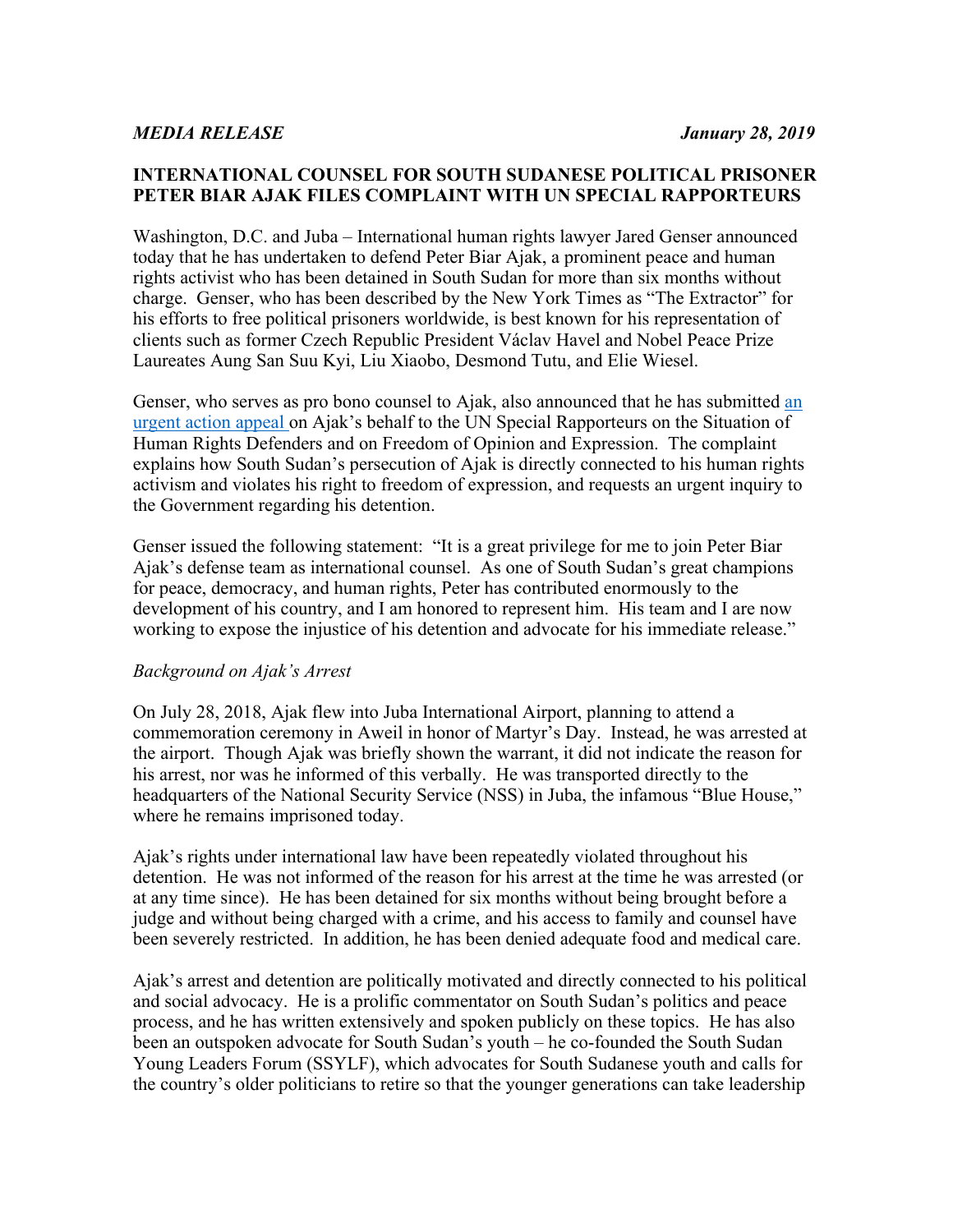*MEDIA RELEASE* *January 28, 2019*

**INTERNATIONAL COUNSEL FOR SOUTH SUDANESE POLITICAL PRISONER PETER BIAR AJAK FILES COMPLAINT WITH UN SPECIAL RAPPORTEURS**

Washington, D.C. and Juba – International human rights lawyer Jared Genser announced today that he has undertaken to defend Peter Biar Ajak, a prominent peace and human rights activist who has been detained in South Sudan for more than six months without charge. Genser, who has been described by the New York Times as "The Extractor" for his efforts to free political prisoners worldwide, is best known for his representation of clients such as former Czech Republic President Václav Havel and Nobel Peace Prize Laureates Aung San Suu Kyi, Liu Xiaobo, Desmond Tutu, and Elie Wiesel.

Genser, who serves as pro bono counsel to Ajak, also announced that he has submitted [an urgent action appeal] on Ajak's behalf to the UN Special Rapporteurs on the Situation of Human Rights Defenders and on Freedom of Opinion and Expression. The complaint explains how South Sudan's persecution of Ajak is directly connected to his human rights activism and violates his right to freedom of expression, and requests an urgent inquiry to the Government regarding his detention.

Genser issued the following statement: "It is a great privilege for me to join Peter Biar Ajak's defense team as international counsel. As one of South Sudan's great champions for peace, democracy, and human rights, Peter has contributed enormously to the development of his country, and I am honored to represent him. His team and I are now working to expose the injustice of his detention and advocate for his immediate release."

*Background on Ajak's Arrest*

On July 28, 2018, Ajak flew into Juba International Airport, planning to attend a commemoration ceremony in Aweil in honor of Martyr's Day. Instead, he was arrested at the airport. Though Ajak was briefly shown the warrant, it did not indicate the reason for his arrest, nor was he informed of this verbally. He was transported directly to the headquarters of the National Security Service (NSS) in Juba, the infamous "Blue House," where he remains imprisoned today.

Ajak's rights under international law have been repeatedly violated throughout his detention. He was not informed of the reason for his arrest at the time he was arrested (or at any time since). He has been detained for six months without being brought before a judge and without being charged with a crime, and his access to family and counsel have been severely restricted. In addition, he has been denied adequate food and medical care.

Ajak's arrest and detention are politically motivated and directly connected to his political and social advocacy. He is a prolific commentator on South Sudan's politics and peace process, and he has written extensively and spoken publicly on these topics. He has also been an outspoken advocate for South Sudan's youth – he co-founded the South Sudan Young Leaders Forum (SSYLF), which advocates for South Sudanese youth and calls for the country's older politicians to retire so that the younger generations can take leadership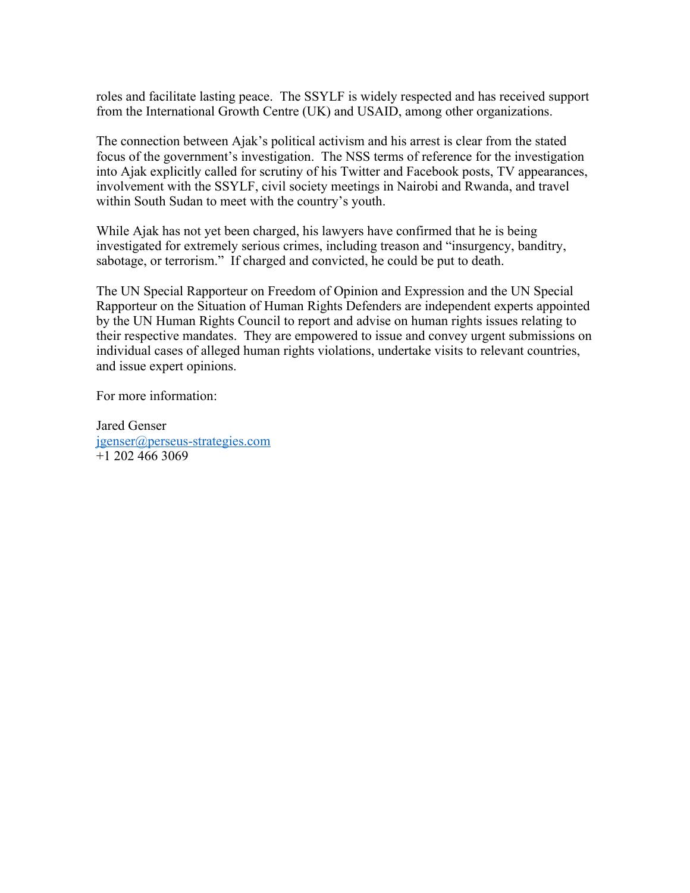roles and facilitate lasting peace. The SSYLF is widely respected and has received support from the International Growth Centre (UK) and USAID, among other organizations.

The connection between Ajak's political activism and his arrest is clear from the stated focus of the government's investigation. The NSS terms of reference for the investigation into Ajak explicitly called for scrutiny of his Twitter and Facebook posts, TV appearances, involvement with the SSYLF, civil society meetings in Nairobi and Rwanda, and travel within South Sudan to meet with the country's youth.

While Ajak has not yet been charged, his lawyers have confirmed that he is being investigated for extremely serious crimes, including treason and "insurgency, banditry, sabotage, or terrorism." If charged and convicted, he could be put to death.

The UN Special Rapporteur on Freedom of Opinion and Expression and the UN Special Rapporteur on the Situation of Human Rights Defenders are independent experts appointed by the UN Human Rights Council to report and advise on human rights issues relating to their respective mandates. They are empowered to issue and convey urgent submissions on individual cases of alleged human rights violations, undertake visits to relevant countries, and issue expert opinions.

For more information:

Jared Genser
jgenser@perseus-strategies.com
+1 202 466 3069